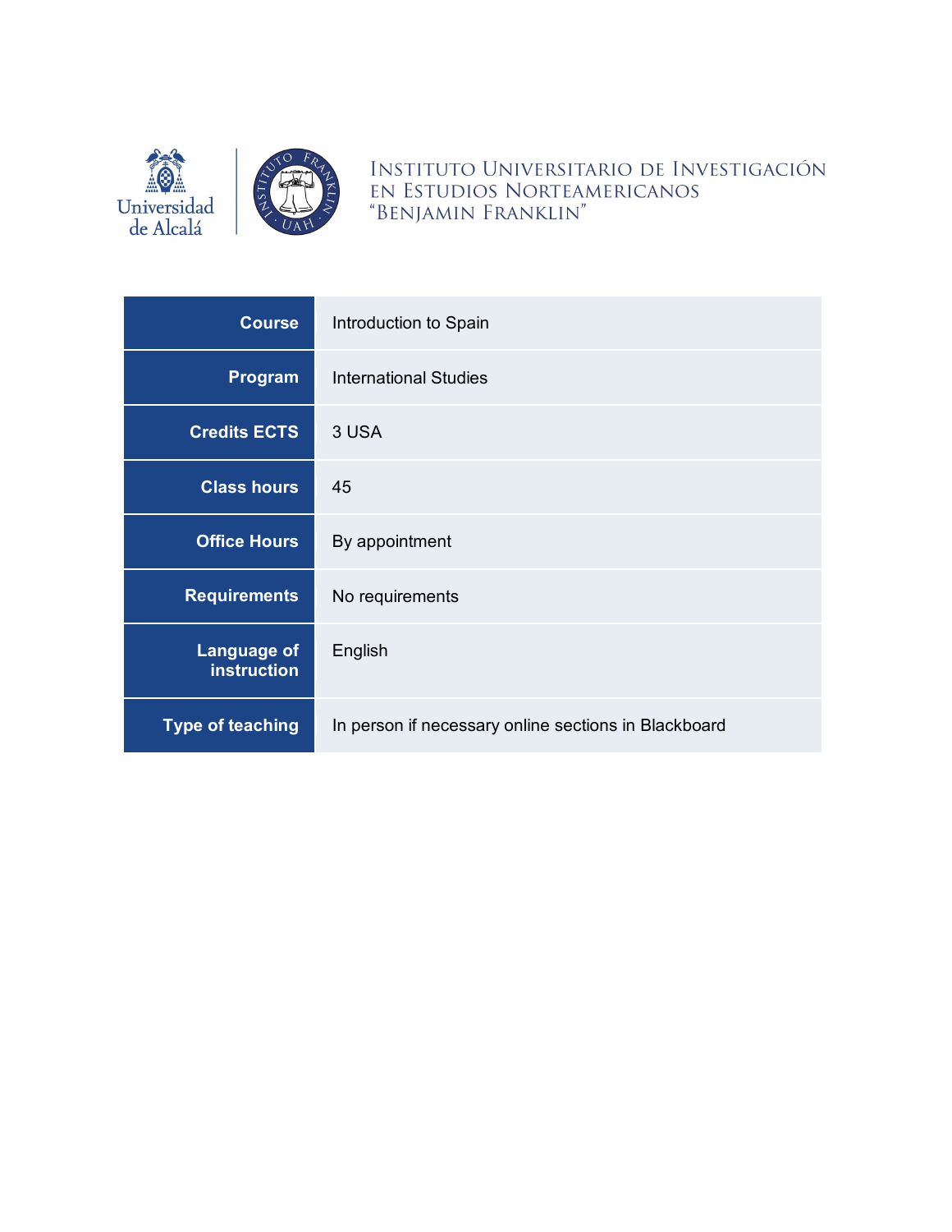Universidad de Alcalá

INSTITUTO UNIVERSITARIO DE INVESTIGACIÓN EN ESTUDIOS NORTEAMERICANOS "BENJAMIN FRANKLIN"

| | |
|---|---|
| **Course** | Introduction to Spain |
| **Program** | International Studies |
| **Credits ECTS** | 3 USA |
| **Class hours** | 45 |
| **Office Hours** | By appointment |
| **Requirements** | No requirements |
| **Language of instruction** | English |
| **Type of teaching** | In person if necessary online sections in Blackboard |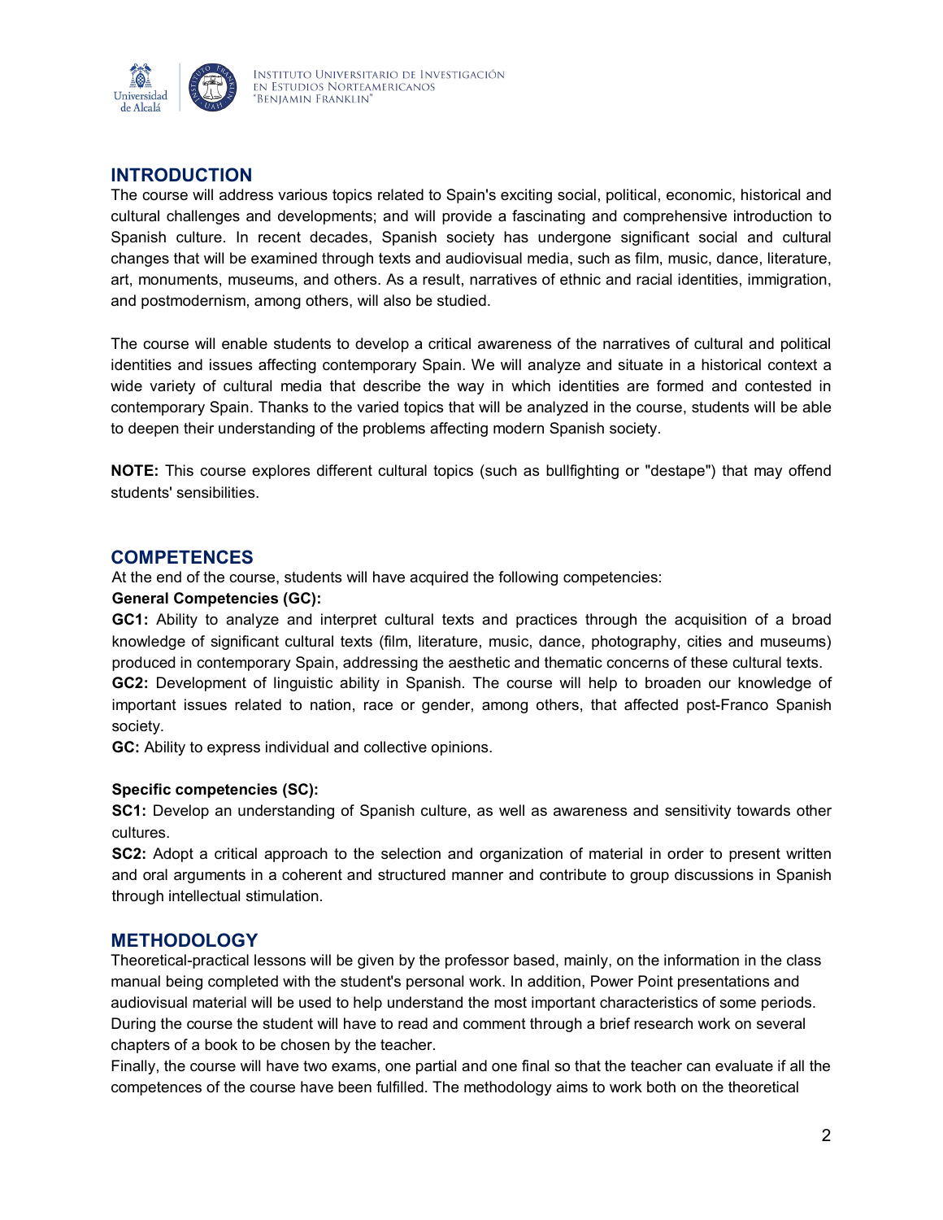## INTRODUCTION

The course will address various topics related to Spain's exciting social, political, economic, historical and cultural challenges and developments; and will provide a fascinating and comprehensive introduction to Spanish culture. In recent decades, Spanish society has undergone significant social and cultural changes that will be examined through texts and audiovisual media, such as film, music, dance, literature, art, monuments, museums, and others. As a result, narratives of ethnic and racial identities, immigration, and postmodernism, among others, will also be studied.

The course will enable students to develop a critical awareness of the narratives of cultural and political identities and issues affecting contemporary Spain. We will analyze and situate in a historical context a wide variety of cultural media that describe the way in which identities are formed and contested in contemporary Spain. Thanks to the varied topics that will be analyzed in the course, students will be able to deepen their understanding of the problems affecting modern Spanish society.

**NOTE:** This course explores different cultural topics (such as bullfighting or "destape") that may offend students' sensibilities.

## COMPETENCES

At the end of the course, students will have acquired the following competencies:

**General Competencies (GC):**

**GC1:** Ability to analyze and interpret cultural texts and practices through the acquisition of a broad knowledge of significant cultural texts (film, literature, music, dance, photography, cities and museums) produced in contemporary Spain, addressing the aesthetic and thematic concerns of these cultural texts.

**GC2:** Development of linguistic ability in Spanish. The course will help to broaden our knowledge of important issues related to nation, race or gender, among others, that affected post-Franco Spanish society.

**GC:** Ability to express individual and collective opinions.

**Specific competencies (SC):**

**SC1:** Develop an understanding of Spanish culture, as well as awareness and sensitivity towards other cultures.

**SC2:** Adopt a critical approach to the selection and organization of material in order to present written and oral arguments in a coherent and structured manner and contribute to group discussions in Spanish through intellectual stimulation.

## METHODOLOGY

Theoretical-practical lessons will be given by the professor based, mainly, on the information in the class manual being completed with the student's personal work. In addition, Power Point presentations and audiovisual material will be used to help understand the most important characteristics of some periods. During the course the student will have to read and comment through a brief research work on several chapters of a book to be chosen by the teacher.

Finally, the course will have two exams, one partial and one final so that the teacher can evaluate if all the competences of the course have been fulfilled. The methodology aims to work both on the theoretical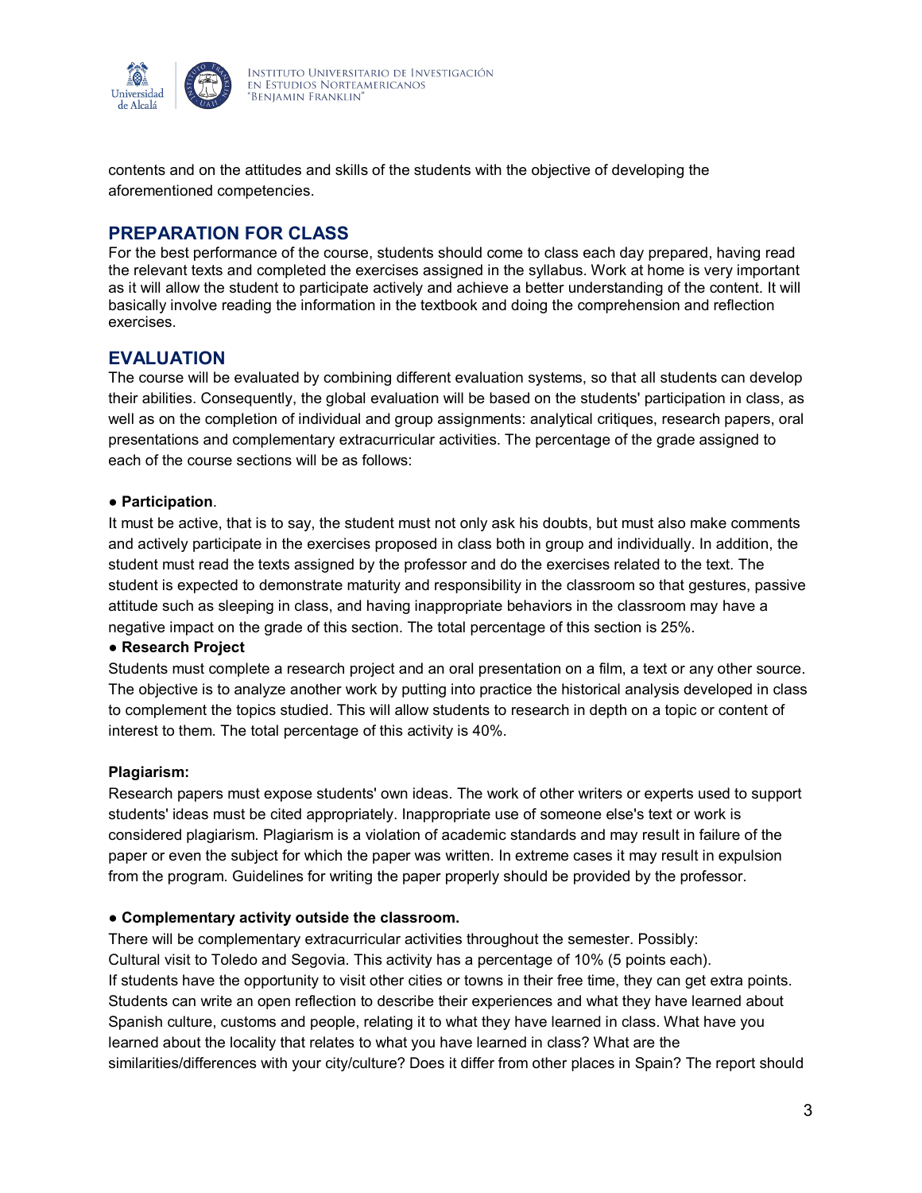contents and on the attitudes and skills of the students with the objective of developing the aforementioned competencies.

## PREPARATION FOR CLASS

For the best performance of the course, students should come to class each day prepared, having read the relevant texts and completed the exercises assigned in the syllabus. Work at home is very important as it will allow the student to participate actively and achieve a better understanding of the content. It will basically involve reading the information in the textbook and doing the comprehension and reflection exercises.

## EVALUATION

The course will be evaluated by combining different evaluation systems, so that all students can develop their abilities. Consequently, the global evaluation will be based on the students' participation in class, as well as on the completion of individual and group assignments: analytical critiques, research papers, oral presentations and complementary extracurricular activities. The percentage of the grade assigned to each of the course sections will be as follows:

● **Participation**.

It must be active, that is to say, the student must not only ask his doubts, but must also make comments and actively participate in the exercises proposed in class both in group and individually. In addition, the student must read the texts assigned by the professor and do the exercises related to the text. The student is expected to demonstrate maturity and responsibility in the classroom so that gestures, passive attitude such as sleeping in class, and having inappropriate behaviors in the classroom may have a negative impact on the grade of this section. The total percentage of this section is 25%.

● **Research Project**

Students must complete a research project and an oral presentation on a film, a text or any other source. The objective is to analyze another work by putting into practice the historical analysis developed in class to complement the topics studied. This will allow students to research in depth on a topic or content of interest to them. The total percentage of this activity is 40%.

**Plagiarism:**

Research papers must expose students' own ideas. The work of other writers or experts used to support students' ideas must be cited appropriately. Inappropriate use of someone else's text or work is considered plagiarism. Plagiarism is a violation of academic standards and may result in failure of the paper or even the subject for which the paper was written. In extreme cases it may result in expulsion from the program. Guidelines for writing the paper properly should be provided by the professor.

● **Complementary activity outside the classroom.**

There will be complementary extracurricular activities throughout the semester. Possibly:
Cultural visit to Toledo and Segovia. This activity has a percentage of 10% (5 points each).
If students have the opportunity to visit other cities or towns in their free time, they can get extra points. Students can write an open reflection to describe their experiences and what they have learned about Spanish culture, customs and people, relating it to what they have learned in class. What have you learned about the locality that relates to what you have learned in class? What are the similarities/differences with your city/culture? Does it differ from other places in Spain? The report should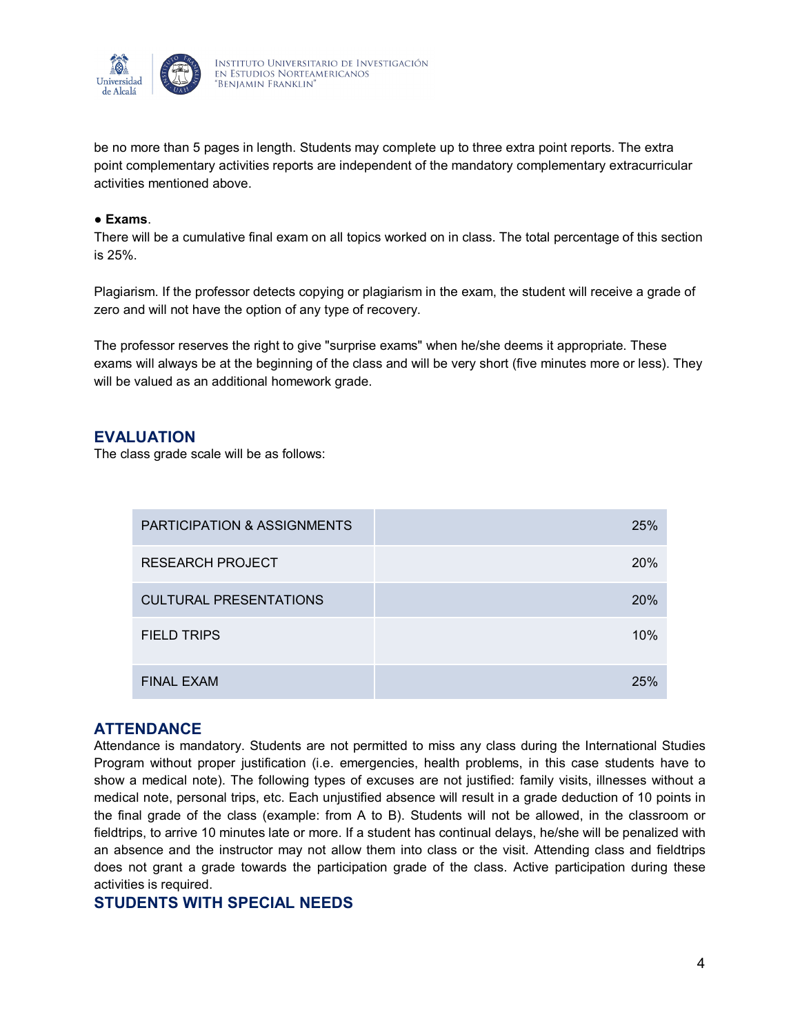be no more than 5 pages in length. Students may complete up to three extra point reports. The extra point complementary activities reports are independent of the mandatory complementary extracurricular activities mentioned above.

● **Exams**.

There will be a cumulative final exam on all topics worked on in class. The total percentage of this section is 25%.

Plagiarism. If the professor detects copying or plagiarism in the exam, the student will receive a grade of zero and will not have the option of any type of recovery.

The professor reserves the right to give "surprise exams" when he/she deems it appropriate. These exams will always be at the beginning of the class and will be very short (five minutes more or less). They will be valued as an additional homework grade.

## EVALUATION

The class grade scale will be as follows:

| | |
|---|---|
| PARTICIPATION & ASSIGNMENTS | 25% |
| RESEARCH PROJECT | 20% |
| CULTURAL PRESENTATIONS | 20% |
| FIELD TRIPS | 10% |
| FINAL EXAM | 25% |

## ATTENDANCE

Attendance is mandatory. Students are not permitted to miss any class during the International Studies Program without proper justification (i.e. emergencies, health problems, in this case students have to show a medical note). The following types of excuses are not justified: family visits, illnesses without a medical note, personal trips, etc. Each unjustified absence will result in a grade deduction of 10 points in the final grade of the class (example: from A to B). Students will not be allowed, in the classroom or fieldtrips, to arrive 10 minutes late or more. If a student has continual delays, he/she will be penalized with an absence and the instructor may not allow them into class or the visit. Attending class and fieldtrips does not grant a grade towards the participation grade of the class. Active participation during these activities is required.

## STUDENTS WITH SPECIAL NEEDS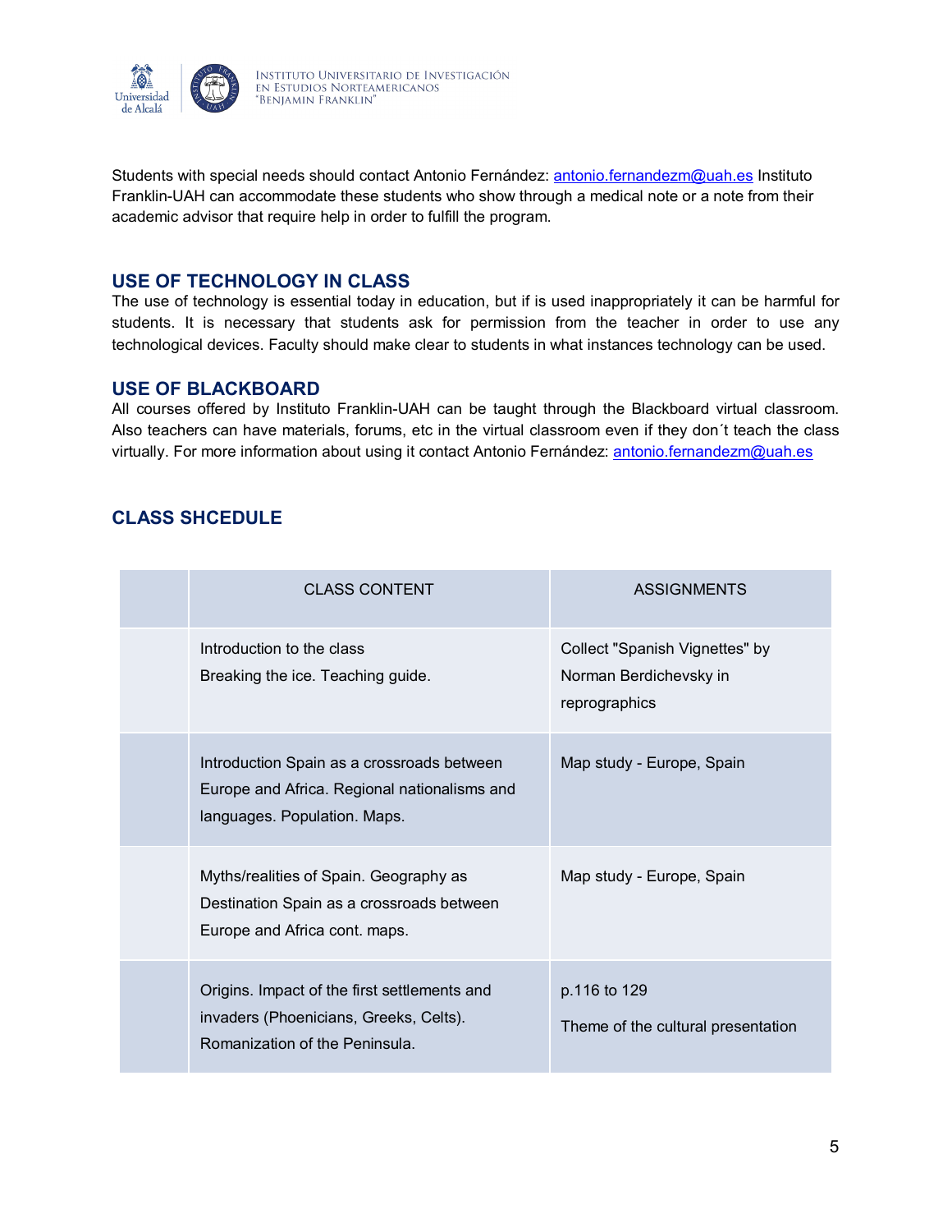Students with special needs should contact Antonio Fernández: antonio.fernandezm@uah.es Instituto Franklin-UAH can accommodate these students who show through a medical note or a note from their academic advisor that require help in order to fulfill the program.

## USE OF TECHNOLOGY IN CLASS

The use of technology is essential today in education, but if is used inappropriately it can be harmful for students. It is necessary that students ask for permission from the teacher in order to use any technological devices. Faculty should make clear to students in what instances technology can be used.

## USE OF BLACKBOARD

All courses offered by Instituto Franklin-UAH can be taught through the Blackboard virtual classroom. Also teachers can have materials, forums, etc in the virtual classroom even if they don´t teach the class virtually. For more information about using it contact Antonio Fernández: antonio.fernandezm@uah.es

## CLASS SHCEDULE

| | CLASS CONTENT | ASSIGNMENTS |
|---|---|---|
| | Introduction to the class<br>Breaking the ice. Teaching guide. | Collect "Spanish Vignettes" by Norman Berdichevsky in reprographics |
| | Introduction Spain as a crossroads between Europe and Africa. Regional nationalisms and languages. Population. Maps. | Map study - Europe, Spain |
| | Myths/realities of Spain. Geography as Destination Spain as a crossroads between Europe and Africa cont. maps. | Map study - Europe, Spain |
| | Origins. Impact of the first settlements and invaders (Phoenicians, Greeks, Celts). Romanization of the Peninsula. | p.116 to 129<br>Theme of the cultural presentation |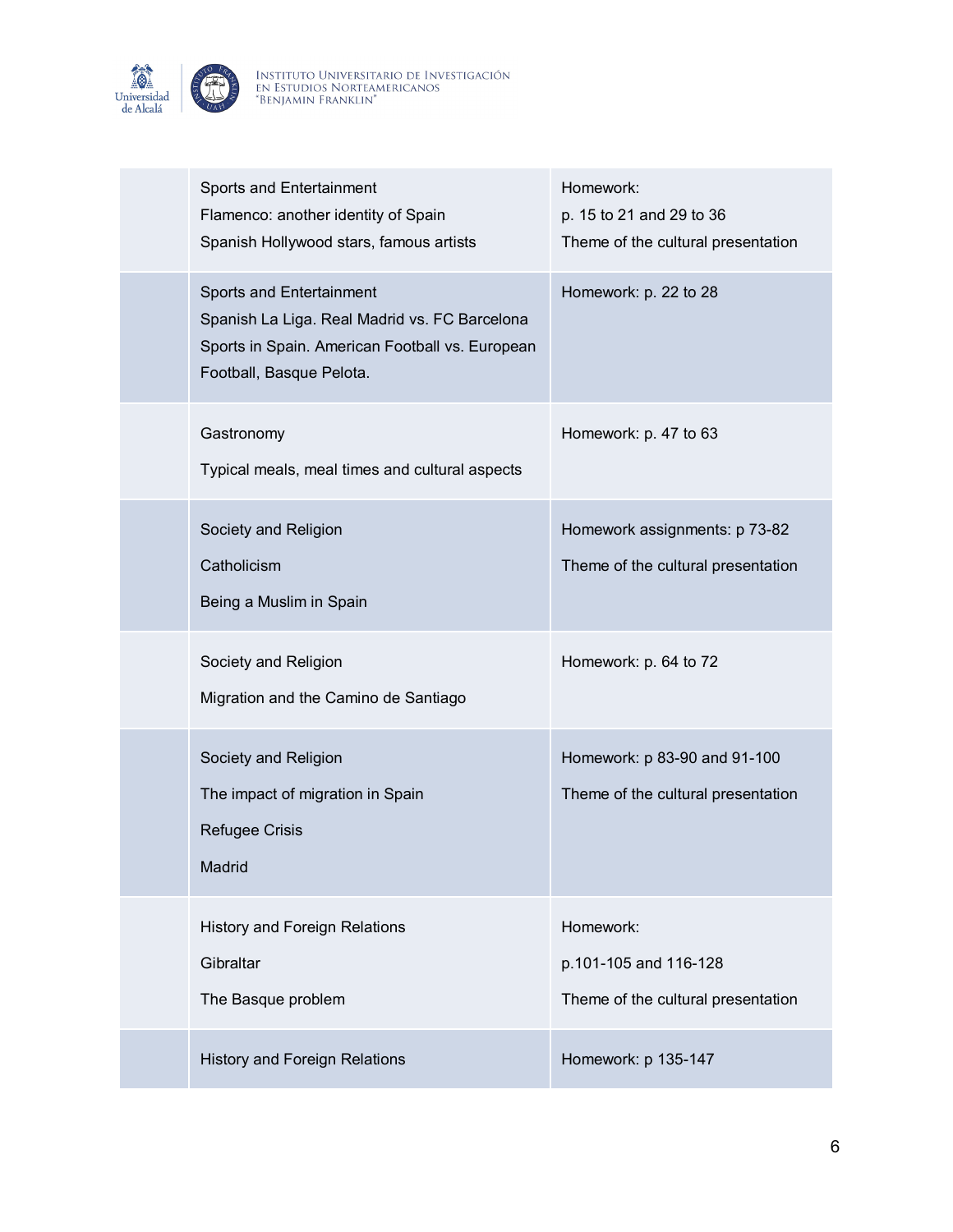| | | |
|---|---|---|
| | Sports and Entertainment<br>Flamenco: another identity of Spain<br>Spanish Hollywood stars, famous artists | Homework:<br>p. 15 to 21 and 29 to 36<br>Theme of the cultural presentation |
| | Sports and Entertainment<br>Spanish La Liga. Real Madrid vs. FC Barcelona<br>Sports in Spain. American Football vs. European Football, Basque Pelota. | Homework: p. 22 to 28 |
| | Gastronomy<br>Typical meals, meal times and cultural aspects | Homework: p. 47 to 63 |
| | Society and Religion<br>Catholicism<br>Being a Muslim in Spain | Homework assignments: p 73-82<br>Theme of the cultural presentation |
| | Society and Religion<br>Migration and the Camino de Santiago | Homework: p. 64 to 72 |
| | Society and Religion<br>The impact of migration in Spain<br>Refugee Crisis<br>Madrid | Homework: p 83-90 and 91-100<br>Theme of the cultural presentation |
| | History and Foreign Relations<br>Gibraltar<br>The Basque problem | Homework:<br>p.101-105 and 116-128<br>Theme of the cultural presentation |
| | History and Foreign Relations | Homework: p 135-147 |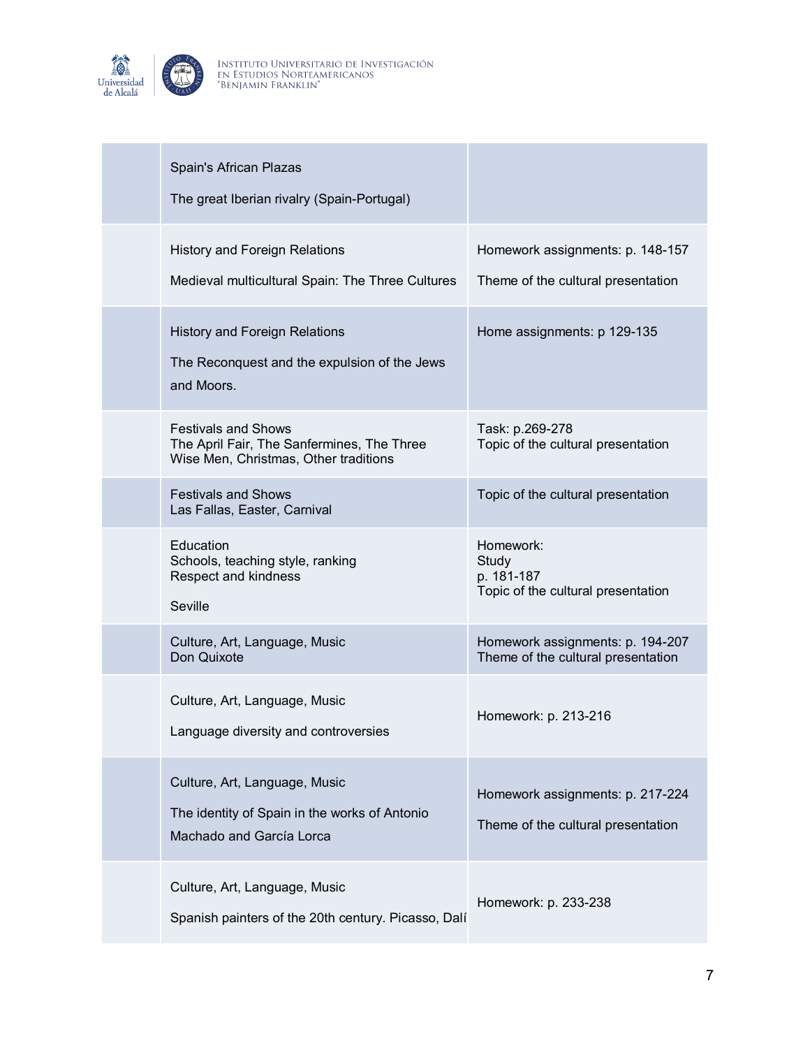| | | |
|---|---|---|
| | Spain's African Plazas<br><br>The great Iberian rivalry (Spain-Portugal) | |
| | History and Foreign Relations<br><br>Medieval multicultural Spain: The Three Cultures | Homework assignments: p. 148-157<br><br>Theme of the cultural presentation |
| | History and Foreign Relations<br><br>The Reconquest and the expulsion of the Jews and Moors. | Home assignments: p 129-135 |
| | Festivals and Shows<br>The April Fair, The Sanfermines, The Three Wise Men, Christmas, Other traditions | Task: p.269-278<br>Topic of the cultural presentation |
| | Festivals and Shows<br>Las Fallas, Easter, Carnival | Topic of the cultural presentation |
| | Education<br>Schools, teaching style, ranking<br>Respect and kindness<br><br>Seville | Homework:<br>Study<br>p. 181-187<br>Topic of the cultural presentation |
| | Culture, Art, Language, Music<br>Don Quixote | Homework assignments: p. 194-207<br>Theme of the cultural presentation |
| | Culture, Art, Language, Music<br><br>Language diversity and controversies | Homework: p. 213-216 |
| | Culture, Art, Language, Music<br><br>The identity of Spain in the works of Antonio Machado and García Lorca | Homework assignments: p. 217-224<br><br>Theme of the cultural presentation |
| | Culture, Art, Language, Music<br><br>Spanish painters of the 20th century. Picasso, Dalí | Homework: p. 233-238 |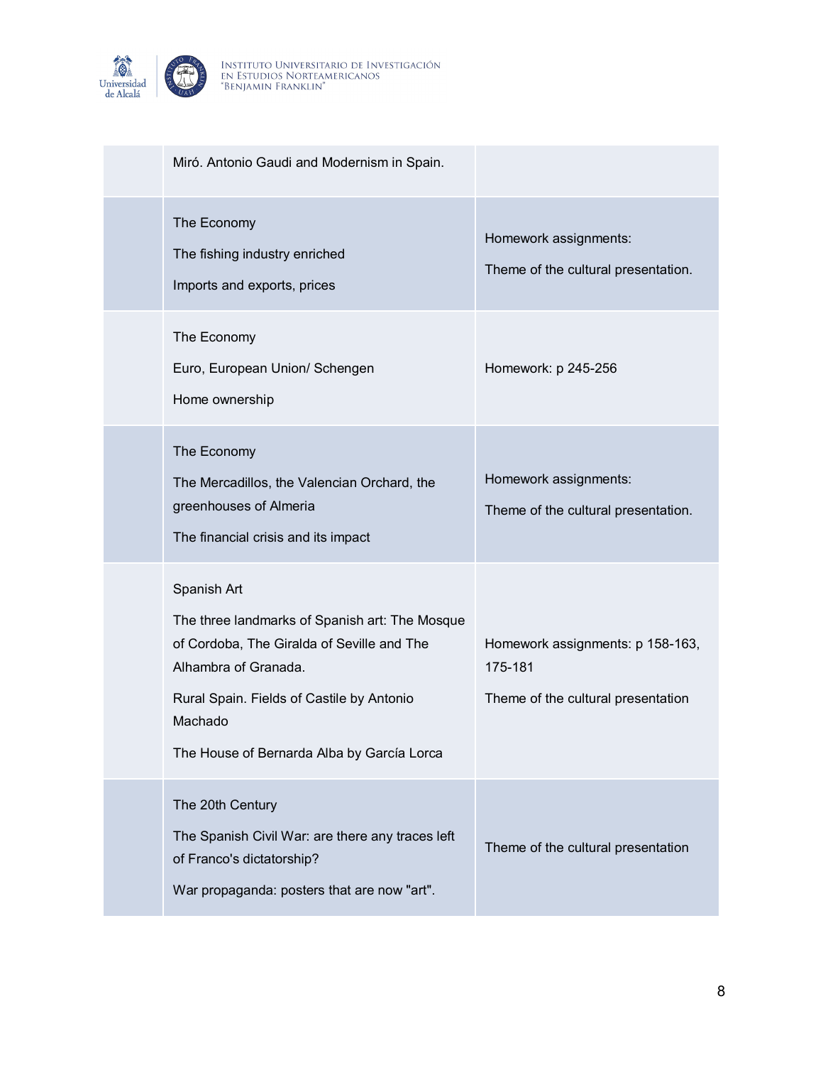|  |  |  |
|---|---|---|
|  | Miró. Antonio Gaudi and Modernism in Spain. |  |
|  | The Economy<br><br>The fishing industry enriched<br><br>Imports and exports, prices | Homework assignments:<br><br>Theme of the cultural presentation. |
|  | The Economy<br><br>Euro, European Union/ Schengen<br><br>Home ownership | Homework: p 245-256 |
|  | The Economy<br><br>The Mercadillos, the Valencian Orchard, the greenhouses of Almeria<br><br>The financial crisis and its impact | Homework assignments:<br><br>Theme of the cultural presentation. |
|  | Spanish Art<br><br>The three landmarks of Spanish art: The Mosque of Cordoba, The Giralda of Seville and The Alhambra of Granada.<br><br>Rural Spain. Fields of Castile by Antonio Machado<br><br>The House of Bernarda Alba by García Lorca | Homework assignments: p 158-163, 175-181<br><br>Theme of the cultural presentation |
|  | The 20th Century<br><br>The Spanish Civil War: are there any traces left of Franco's dictatorship?<br><br>War propaganda: posters that are now "art". | Theme of the cultural presentation |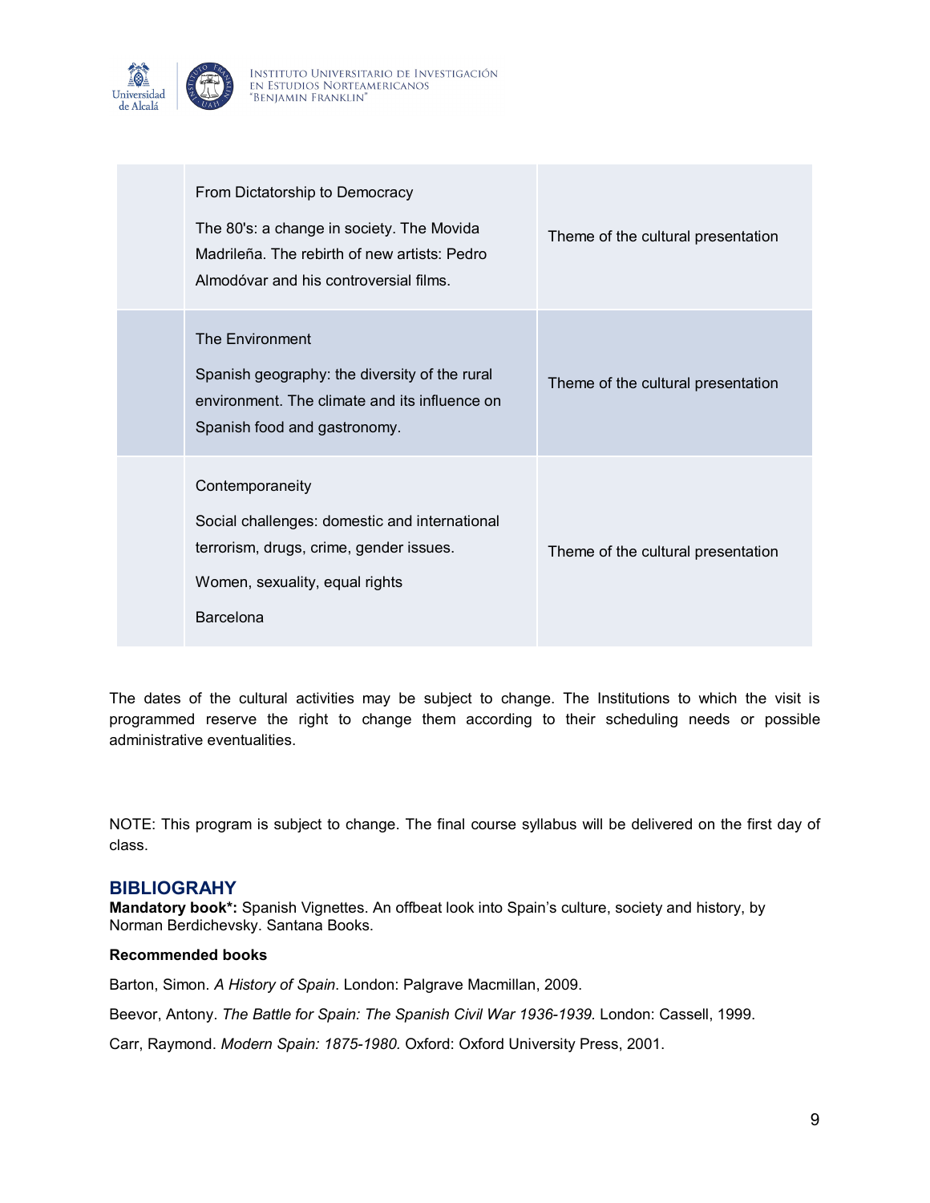| | | |
|---|---|---|
| | From Dictatorship to Democracy<br><br>The 80's: a change in society. The Movida Madrileña. The rebirth of new artists: Pedro Almodóvar and his controversial films. | Theme of the cultural presentation |
| | The Environment<br><br>Spanish geography: the diversity of the rural environment. The climate and its influence on Spanish food and gastronomy. | Theme of the cultural presentation |
| | Contemporaneity<br><br>Social challenges: domestic and international terrorism, drugs, crime, gender issues.<br><br>Women, sexuality, equal rights<br><br>Barcelona | Theme of the cultural presentation |

The dates of the cultural activities may be subject to change. The Institutions to which the visit is programmed reserve the right to change them according to their scheduling needs or possible administrative eventualities.

NOTE: This program is subject to change. The final course syllabus will be delivered on the first day of class.

## BIBLIOGRAHY

**Mandatory book*:** Spanish Vignettes. An offbeat look into Spain's culture, society and history, by Norman Berdichevsky. Santana Books.

**Recommended books**

Barton, Simon. *A History of Spain.* London: Palgrave Macmillan, 2009.

Beevor, Antony. *The Battle for Spain: The Spanish Civil War 1936-1939.* London: Cassell, 1999.

Carr, Raymond. *Modern Spain: 1875-1980.* Oxford: Oxford University Press, 2001.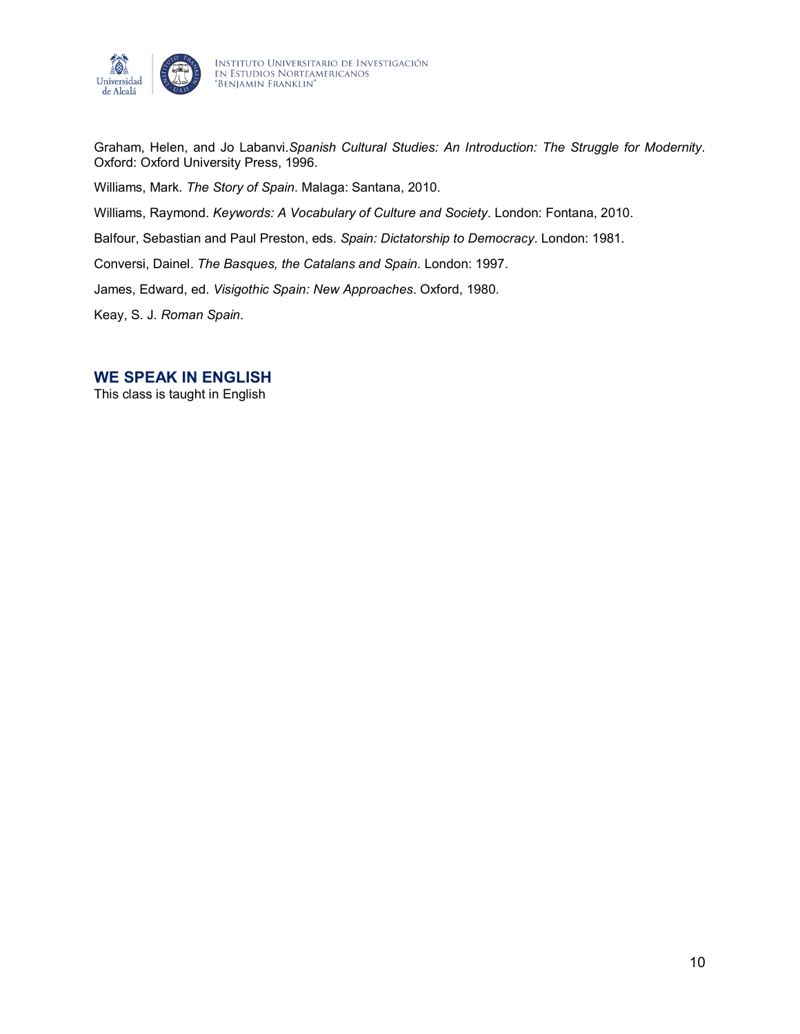Graham, Helen, and Jo Labanvi.*Spanish Cultural Studies: An Introduction: The Struggle for Modernity*. Oxford: Oxford University Press, 1996.

Williams, Mark. *The Story of Spain*. Malaga: Santana, 2010.

Williams, Raymond. *Keywords: A Vocabulary of Culture and Society*. London: Fontana, 2010.

Balfour, Sebastian and Paul Preston, eds. *Spain: Dictatorship to Democracy*. London: 1981.

Conversi, Dainel. *The Basques, the Catalans and Spain*. London: 1997.

James, Edward, ed. *Visigothic Spain: New Approaches*. Oxford, 1980.

Keay, S. J. *Roman Spain*.

## WE SPEAK IN ENGLISH

This class is taught in English